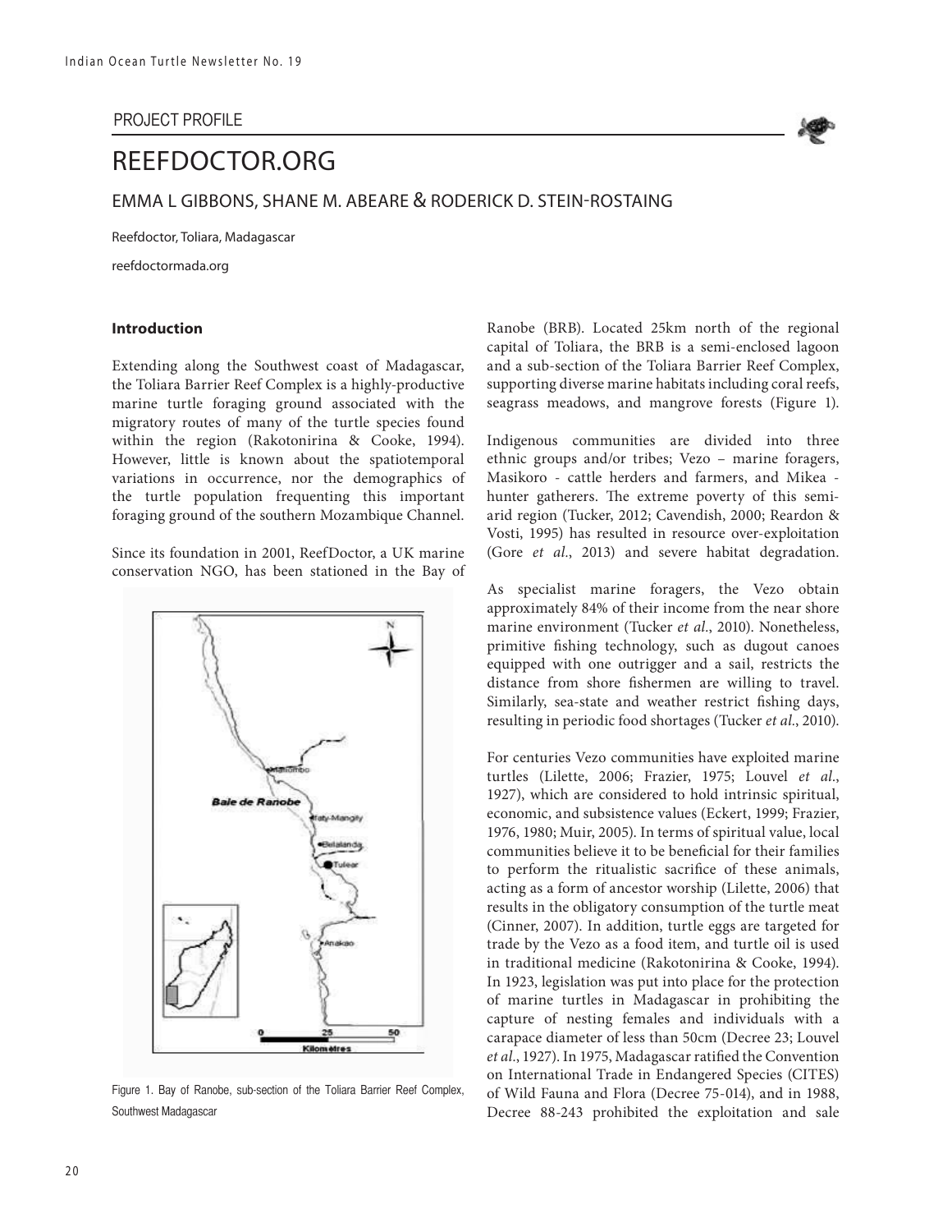PROJECT PROFILE

# REEFDOCTOR.ORG

## EMMA L GIBBONS, SHANE M. ABEARE & RODERICK D. STEIN-ROSTAING

Reefdoctor, Toliara, Madagascar

reefdoctormada.org

### Introduction

Extending along the Southwest coast of Madagascar, the Toliara Barrier Reef Complex is a highly-productive marine turtle foraging ground associated with the migratory routes of many of the turtle species found within the region (Rakotonirina & Cooke, 1994). However, little is known about the spatiotemporal variations in occurrence, nor the demographics of the turtle population frequenting this important foraging ground of the southern Mozambique Channel.

Since its foundation in 2001, ReefDoctor, a UK marine conservation NGO, has been stationed in the Bay of Ranobe (BRB). Located 25km north of the regional capital of Toliara, the BRB is a semi-enclosed lagoon and a sub-section of the Toliara Barrier Reef Complex, supporting diverse marine habitats including coral reefs, seagrass meadows, and mangrove forests (Figure 1).

Figure 1. Bay of Ranobe, sub-section of the Toliara Barrier Reef Complex, Southwest Madagascar

Indigenous communities are divided into three ethnic groups and/or tribes; Vezo – marine foragers, Masikoro - cattle herders and farmers, and Mikea - hunter gatherers. The extreme poverty of this semi-arid region (Tucker, 2012; Cavendish, 2000; Reardon & Vosti, 1995) has resulted in resource over-exploitation (Gore *et al*., 2013) and severe habitat degradation.

As specialist marine foragers, the Vezo obtain approximately 84% of their income from the near shore marine environment (Tucker *et al*., 2010). Nonetheless, primitive fishing technology, such as dugout canoes equipped with one outrigger and a sail, restricts the distance from shore fishermen are willing to travel. Similarly, sea-state and weather restrict fishing days, resulting in periodic food shortages (Tucker *et al*., 2010).

For centuries Vezo communities have exploited marine turtles (Lilette, 2006; Frazier, 1975; Louvel *et al*., 1927), which are considered to hold intrinsic spiritual, economic, and subsistence values (Eckert, 1999; Frazier, 1976, 1980; Muir, 2005). In terms of spiritual value, local communities believe it to be beneficial for their families to perform the ritualistic sacrifice of these animals, acting as a form of ancestor worship (Lilette, 2006) that results in the obligatory consumption of the turtle meat (Cinner, 2007). In addition, turtle eggs are targeted for trade by the Vezo as a food item, and turtle oil is used in traditional medicine (Rakotonirina & Cooke, 1994). In 1923, legislation was put into place for the protection of marine turtles in Madagascar in prohibiting the capture of nesting females and individuals with a carapace diameter of less than 50cm (Decree 23; Louvel *et al*., 1927). In 1975, Madagascar ratified the Convention on International Trade in Endangered Species (CITES) of Wild Fauna and Flora (Decree 75-014), and in 1988, Decree 88-243 prohibited the exploitation and sale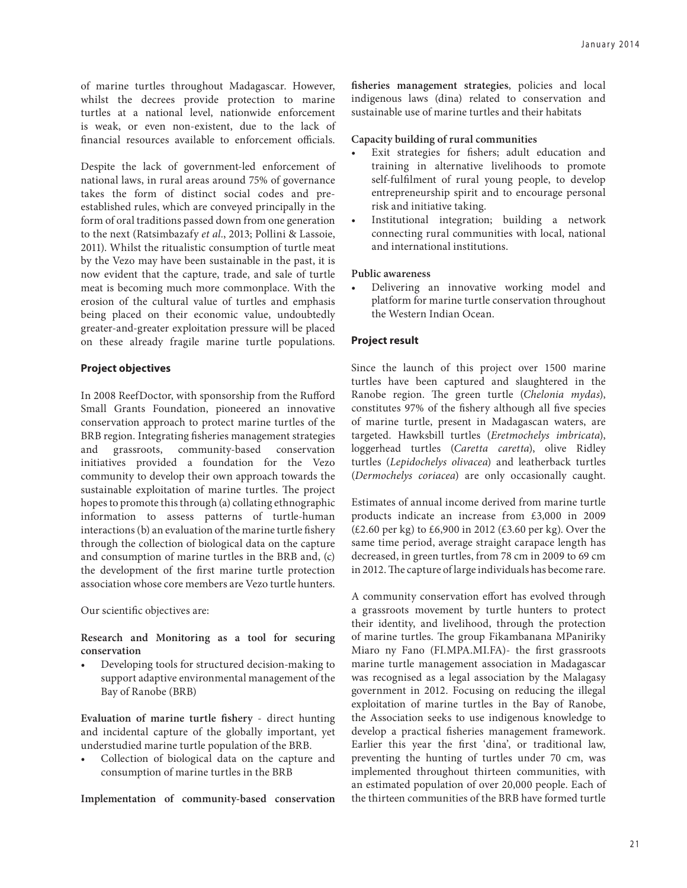of marine turtles throughout Madagascar. However, whilst the decrees provide protection to marine turtles at a national level, nationwide enforcement is weak, or even non-existent, due to the lack of financial resources available to enforcement officials.

Despite the lack of government-led enforcement of national laws, in rural areas around 75% of governance takes the form of distinct social codes and pre-established rules, which are conveyed principally in the form of oral traditions passed down from one generation to the next (Ratsimbazafy *et al*., 2013; Pollini & Lassoie, 2011). Whilst the ritualistic consumption of turtle meat by the Vezo may have been sustainable in the past, it is now evident that the capture, trade, and sale of turtle meat is becoming much more commonplace. With the erosion of the cultural value of turtles and emphasis being placed on their economic value, undoubtedly greater-and-greater exploitation pressure will be placed on these already fragile marine turtle populations.

## Project objectives

In 2008 ReefDoctor, with sponsorship from the Rufford Small Grants Foundation, pioneered an innovative conservation approach to protect marine turtles of the BRB region. Integrating fisheries management strategies and grassroots, community-based conservation initiatives provided a foundation for the Vezo community to develop their own approach towards the sustainable exploitation of marine turtles. The project hopes to promote this through (a) collating ethnographic information to assess patterns of turtle-human interactions (b) an evaluation of the marine turtle fishery through the collection of biological data on the capture and consumption of marine turtles in the BRB and, (c) the development of the first marine turtle protection association whose core members are Vezo turtle hunters.

Our scientific objectives are:

**Research and Monitoring as a tool for securing conservation**

- Developing tools for structured decision-making to support adaptive environmental management of the Bay of Ranobe (BRB)

**Evaluation of marine turtle fishery** - direct hunting and incidental capture of the globally important, yet understudied marine turtle population of the BRB.

- Collection of biological data on the capture and consumption of marine turtles in the BRB

**Implementation of community-based conservation fisheries management strategies**, policies and local indigenous laws (dina) related to conservation and sustainable use of marine turtles and their habitats

**Capacity building of rural communities**

- Exit strategies for fishers; adult education and training in alternative livelihoods to promote self-fulfilment of rural young people, to develop entrepreneurship spirit and to encourage personal risk and initiative taking.
- Institutional integration; building a network connecting rural communities with local, national and international institutions.

**Public awareness**

- Delivering an innovative working model and platform for marine turtle conservation throughout the Western Indian Ocean.

## Project result

Since the launch of this project over 1500 marine turtles have been captured and slaughtered in the Ranobe region. The green turtle (*Chelonia mydas*), constitutes 97% of the fishery although all five species of marine turtle, present in Madagascan waters, are targeted. Hawksbill turtles (*Eretmochelys imbricata*), loggerhead turtles (*Caretta caretta*), olive Ridley turtles (*Lepidochelys olivacea*) and leatherback turtles (*Dermochelys coriacea*) are only occasionally caught.

Estimates of annual income derived from marine turtle products indicate an increase from £3,000 in 2009 (£2.60 per kg) to £6,900 in 2012 (£3.60 per kg). Over the same time period, average straight carapace length has decreased, in green turtles, from 78 cm in 2009 to 69 cm in 2012. The capture of large individuals has become rare.

A community conservation effort has evolved through a grassroots movement by turtle hunters to protect their identity, and livelihood, through the protection of marine turtles. The group Fikambanana MPaniriky Miaro ny Fano (FI.MPA.MI.FA)- the first grassroots marine turtle management association in Madagascar was recognised as a legal association by the Malagasy government in 2012. Focusing on reducing the illegal exploitation of marine turtles in the Bay of Ranobe, the Association seeks to use indigenous knowledge to develop a practical fisheries management framework. Earlier this year the first 'dina', or traditional law, preventing the hunting of turtles under 70 cm, was implemented throughout thirteen communities, with an estimated population of over 20,000 people. Each of the thirteen communities of the BRB have formed turtle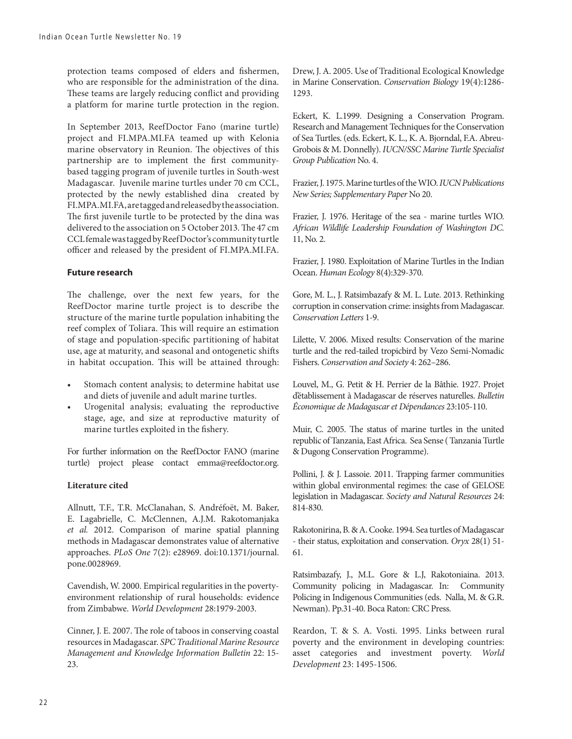protection teams composed of elders and fishermen, who are responsible for the administration of the dina. These teams are largely reducing conflict and providing a platform for marine turtle protection in the region.

In September 2013, ReefDoctor Fano (marine turtle) project and FI.MPA.MI.FA teamed up with Kelonia marine observatory in Reunion. The objectives of this partnership are to implement the first community-based tagging program of juvenile turtles in South-west Madagascar. Juvenile marine turtles under 70 cm CCL, protected by the newly established dina created by FI.MPA.MI.FA, are tagged and released by the association. The first juvenile turtle to be protected by the dina was delivered to the association on 5 October 2013. The 47 cm CCL female was tagged by ReefDoctor's community turtle officer and released by the president of FI.MPA.MI.FA.

### Future research

The challenge, over the next few years, for the ReefDoctor marine turtle project is to describe the structure of the marine turtle population inhabiting the reef complex of Toliara. This will require an estimation of stage and population-specific partitioning of habitat use, age at maturity, and seasonal and ontogenetic shifts in habitat occupation. This will be attained through:

- Stomach content analysis; to determine habitat use and diets of juvenile and adult marine turtles.
- Urogenital analysis; evaluating the reproductive stage, age, and size at reproductive maturity of marine turtles exploited in the fishery.

For further information on the ReefDoctor FANO (marine turtle) project please contact emma@reefdoctor.org.

### Literature cited

Allnutt, T.F., T.R. McClanahan, S. Andréfoët, M. Baker, E. Lagabrielle, C. McClennen, A.J.M. Rakotomanjaka *et al.* 2012. Comparison of marine spatial planning methods in Madagascar demonstrates value of alternative approaches. *PLoS One* 7(2): e28969. doi:10.1371/journal.pone.0028969.

Cavendish, W. 2000. Empirical regularities in the poverty-environment relationship of rural households: evidence from Zimbabwe. *World Development* 28:1979-2003.

Cinner, J. E. 2007. The role of taboos in conserving coastal resources in Madagascar. *SPC Traditional Marine Resource Management and Knowledge Information Bulletin* 22: 15-23.

Drew, J. A. 2005. Use of Traditional Ecological Knowledge in Marine Conservation. *Conservation Biology* 19(4):1286-1293.

Eckert, K. L.1999. Designing a Conservation Program. Research and Management Techniques for the Conservation of Sea Turtles. (eds. Eckert, K. L., K. A. Bjorndal, F.A. Abreu-Grobois & M. Donnelly). *IUCN/SSC Marine Turtle Specialist Group Publication* No. 4.

Frazier, J. 1975. Marine turtles of the WIO. *IUCN Publications New Series; Supplementary Paper* No 20.

Frazier, J. 1976. Heritage of the sea - marine turtles WIO. *African Wildlife Leadership Foundation of Washington DC.* 11, No. 2.

Frazier, J. 1980. Exploitation of Marine Turtles in the Indian Ocean. *Human Ecology* 8(4):329-370.

Gore, M. L., J. Ratsimbazafy & M. L. Lute. 2013. Rethinking corruption in conservation crime: insights from Madagascar. *Conservation Letters* 1-9.

Lilette, V. 2006. Mixed results: Conservation of the marine turtle and the red-tailed tropicbird by Vezo Semi-Nomadic Fishers. *Conservation and Society* 4: 262–286.

Louvel, M., G. Petit & H. Perrier de la Bâthie. 1927. Projet d'établissement à Madagascar de réserves naturelles. *Bulletin Économique de Madagascar et Dépendances* 23:105-110.

Muir, C. 2005. The status of marine turtles in the united republic of Tanzania, East Africa. Sea Sense ( Tanzania Turtle & Dugong Conservation Programme).

Pollini, J. & J. Lassoie. 2011. Trapping farmer communities within global environmental regimes: the case of GELOSE legislation in Madagascar. *Society and Natural Resources* 24: 814-830.

Rakotonirina, B. & A. Cooke. 1994. Sea turtles of Madagascar - their status, exploitation and conservation. *Oryx* 28(1) 51-61.

Ratsimbazafy, J., M.L. Gore & L.J, Rakotoniaina. 2013. Community policing in Madagascar. In: Community Policing in Indigenous Communities (eds. Nalla, M. & G.R. Newman). Pp.31-40. Boca Raton: CRC Press.

Reardon, T. & S. A. Vosti. 1995. Links between rural poverty and the environment in developing countries: asset categories and investment poverty. *World Development* 23: 1495-1506.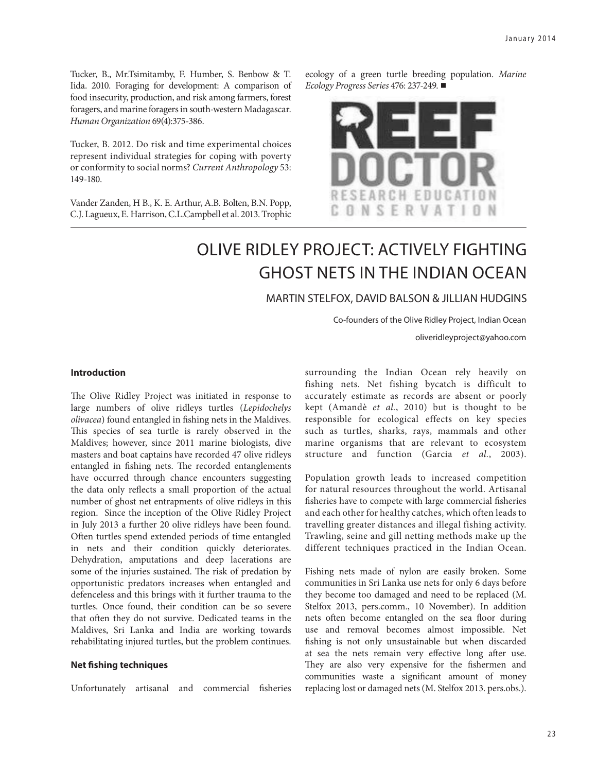Tucker, B., Mr.Tsimitamby, F. Humber, S. Benbow & T. Iida. 2010. Foraging for development: A comparison of food insecurity, production, and risk among farmers, forest foragers, and marine foragers in south-western Madagascar. *Human Organization* 69(4):375-386.

Tucker, B. 2012. Do risk and time experimental choices represent individual strategies for coping with poverty or conformity to social norms? *Current Anthropology* 53: 149-180.

Vander Zanden, H B., K. E. Arthur, A.B. Bolten, B.N. Popp, C.J. Lagueux, E. Harrison, C.L.Campbell et al. 2013. Trophic ecology of a green turtle breeding population. *Marine Ecology Progress Series* 476: 237-249. ■

REEF DOCTOR
RESEARCH EDUCATION CONSERVATION

# OLIVE RIDLEY PROJECT: ACTIVELY FIGHTING GHOST NETS IN THE INDIAN OCEAN

## MARTIN STELFOX, DAVID BALSON & JILLIAN HUDGINS

Co-founders of the Olive Ridley Project, Indian Ocean

oliveridleyproject@yahoo.com

### Introduction

The Olive Ridley Project was initiated in response to large numbers of olive ridleys turtles (*Lepidochelys olivacea*) found entangled in fishing nets in the Maldives. This species of sea turtle is rarely observed in the Maldives; however, since 2011 marine biologists, dive masters and boat captains have recorded 47 olive ridleys entangled in fishing nets. The recorded entanglements have occurred through chance encounters suggesting the data only reflects a small proportion of the actual number of ghost net entrapments of olive ridleys in this region. Since the inception of the Olive Ridley Project in July 2013 a further 20 olive ridleys have been found. Often turtles spend extended periods of time entangled in nets and their condition quickly deteriorates. Dehydration, amputations and deep lacerations are some of the injuries sustained. The risk of predation by opportunistic predators increases when entangled and defenceless and this brings with it further trauma to the turtles. Once found, their condition can be so severe that often they do not survive. Dedicated teams in the Maldives, Sri Lanka and India are working towards rehabilitating injured turtles, but the problem continues.

### Net fishing techniques

Unfortunately artisanal and commercial fisheries surrounding the Indian Ocean rely heavily on fishing nets. Net fishing bycatch is difficult to accurately estimate as records are absent or poorly kept (Amandè *et al*., 2010) but is thought to be responsible for ecological effects on key species such as turtles, sharks, rays, mammals and other marine organisms that are relevant to ecosystem structure and function (Garcia *et al*., 2003).

Population growth leads to increased competition for natural resources throughout the world. Artisanal fisheries have to compete with large commercial fisheries and each other for healthy catches, which often leads to travelling greater distances and illegal fishing activity. Trawling, seine and gill netting methods make up the different techniques practiced in the Indian Ocean.

Fishing nets made of nylon are easily broken. Some communities in Sri Lanka use nets for only 6 days before they become too damaged and need to be replaced (M. Stelfox 2013, pers.comm., 10 November). In addition nets often become entangled on the sea floor during use and removal becomes almost impossible. Net fishing is not only unsustainable but when discarded at sea the nets remain very effective long after use. They are also very expensive for the fishermen and communities waste a significant amount of money replacing lost or damaged nets (M. Stelfox 2013. pers.obs.).